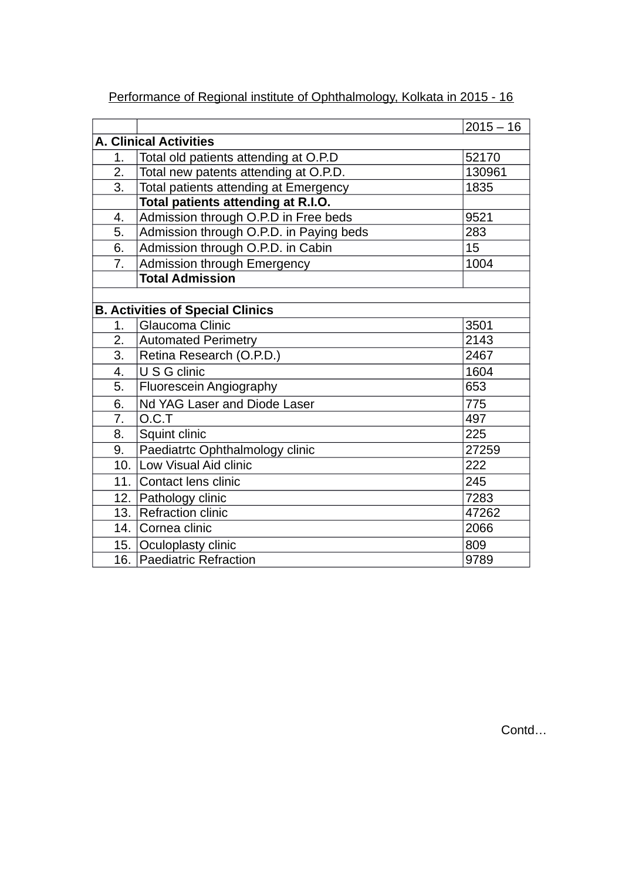Performance of Regional institute of Ophthalmology, Kolkata in 2015 - 16

| | | 2015 – 16 |
|---|---|---|
| **A. Clinical Activities** | | |
| 1. | Total old patients attending at O.P.D | 52170 |
| 2. | Total new patents attending at O.P.D. | 130961 |
| 3. | Total patients attending at Emergency | 1835 |
| | **Total patients attending at R.I.O.** | |
| 4. | Admission through O.P.D in Free beds | 9521 |
| 5. | Admission through O.P.D. in Paying beds | 283 |
| 6. | Admission through O.P.D. in Cabin | 15 |
| 7. | Admission through Emergency | 1004 |
| | **Total Admission** | |
| | | |
| **B. Activities of Special Clinics** | | |
| 1. | Glaucoma Clinic | 3501 |
| 2. | Automated Perimetry | 2143 |
| 3. | Retina Research (O.P.D.) | 2467 |
| 4. | U S G clinic | 1604 |
| 5. | Fluorescein Angiography | 653 |
| 6. | Nd YAG Laser and Diode Laser | 775 |
| 7. | O.C.T | 497 |
| 8. | Squint clinic | 225 |
| 9. | Paediatrtc Ophthalmology clinic | 27259 |
| 10. | Low Visual Aid clinic | 222 |
| 11. | Contact lens clinic | 245 |
| 12. | Pathology clinic | 7283 |
| 13. | Refraction clinic | 47262 |
| 14. | Cornea clinic | 2066 |
| 15. | Oculoplasty clinic | 809 |
| 16. | Paediatric Refraction | 9789 |

Contd…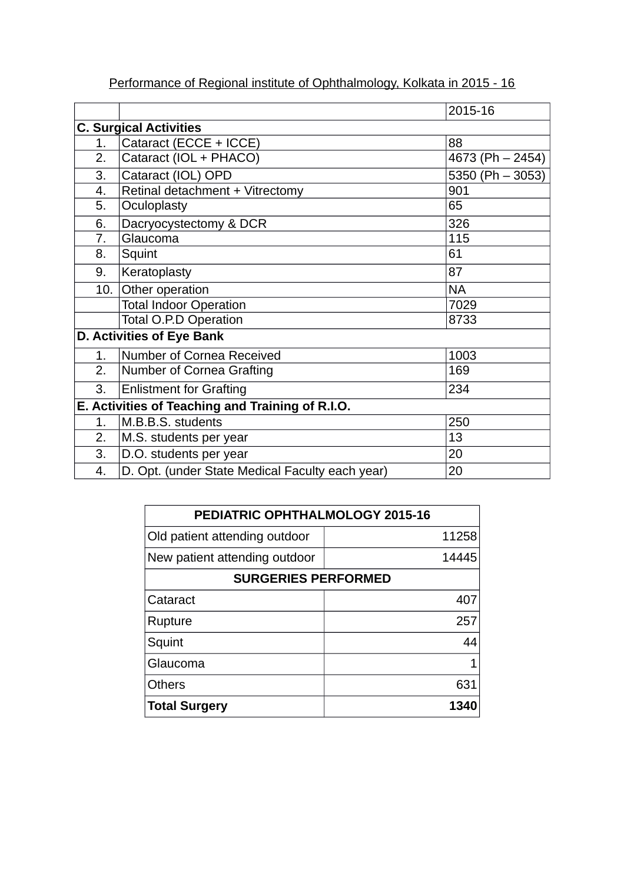Performance of Regional institute of Ophthalmology, Kolkata in 2015 - 16

| | | 2015-16 |
|---|---|---|
| **C. Surgical Activities** | | |
| 1. | Cataract (ECCE + ICCE) | 88 |
| 2. | Cataract (IOL + PHACO) | 4673 (Ph – 2454) |
| 3. | Cataract (IOL) OPD | 5350 (Ph – 3053) |
| 4. | Retinal detachment + Vitrectomy | 901 |
| 5. | Oculoplasty | 65 |
| 6. | Dacryocystectomy & DCR | 326 |
| 7. | Glaucoma | 115 |
| 8. | Squint | 61 |
| 9. | Keratoplasty | 87 |
| 10. | Other operation | NA |
| | Total Indoor Operation | 7029 |
| | Total O.P.D Operation | 8733 |
| **D. Activities of Eye Bank** | | |
| 1. | Number of Cornea Received | 1003 |
| 2. | Number of Cornea Grafting | 169 |
| 3. | Enlistment for Grafting | 234 |
| **E. Activities of Teaching and Training of R.I.O.** | | |
| 1. | M.B.B.S. students | 250 |
| 2. | M.S. students per year | 13 |
| 3. | D.O. students per year | 20 |
| 4. | D. Opt. (under State Medical Faculty each year) | 20 |

| **PEDIATRIC OPHTHALMOLOGY 2015-16** | |
|---|---|
| Old patient attending outdoor | 11258 |
| New patient attending outdoor | 14445 |
| **SURGERIES PERFORMED** | |
| Cataract | 407 |
| Rupture | 257 |
| Squint | 44 |
| Glaucoma | 1 |
| Others | 631 |
| **Total Surgery** | **1340** |